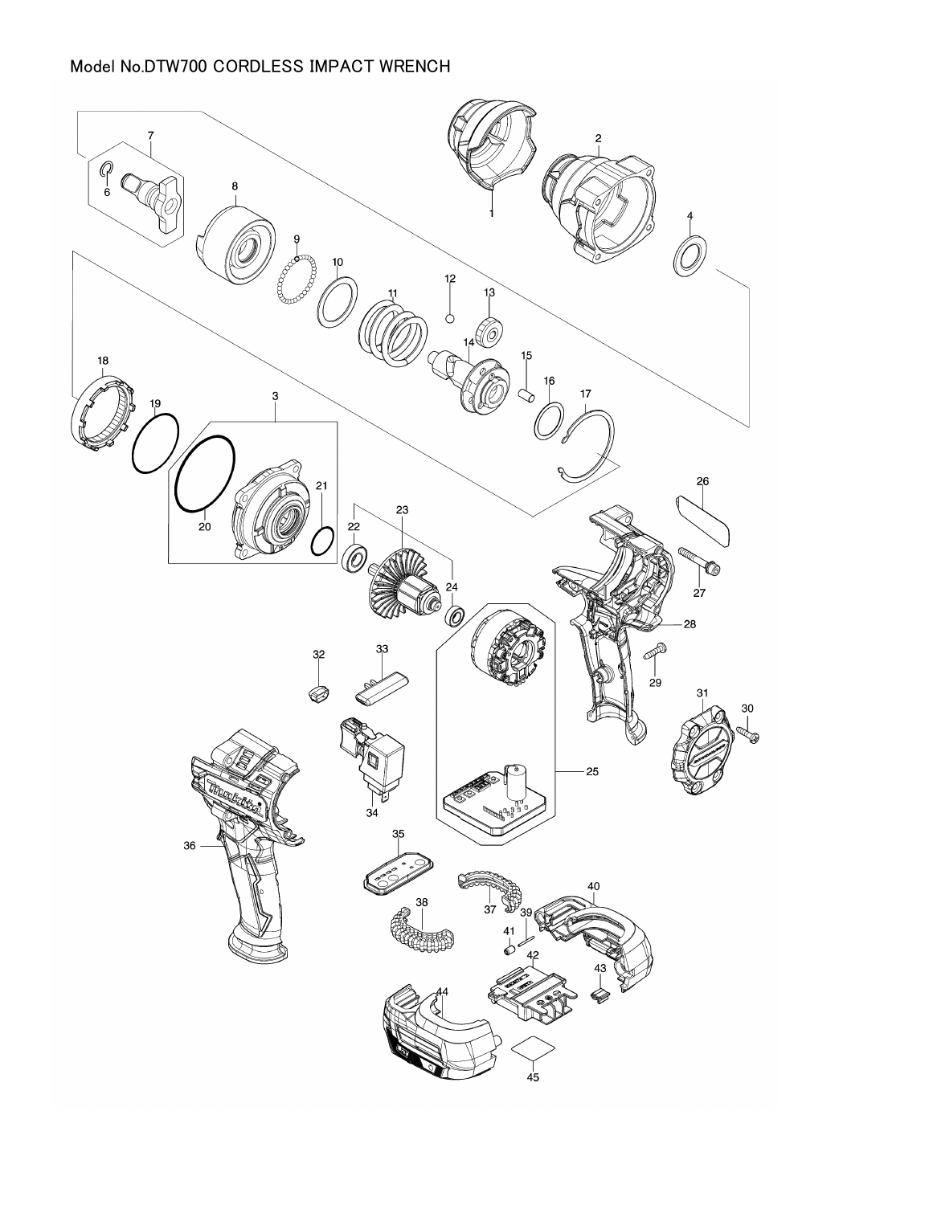Model No.DTW700 CORDLESS IMPACT WRENCH

7
6
8
9
10
11
12
13
14
15
16
17
1
2
4
18
19
3
20
21
22
23
24
26
27
28
29
31
30
32
33
34
25
36
35
37
38
39
40
41
42
43
44
45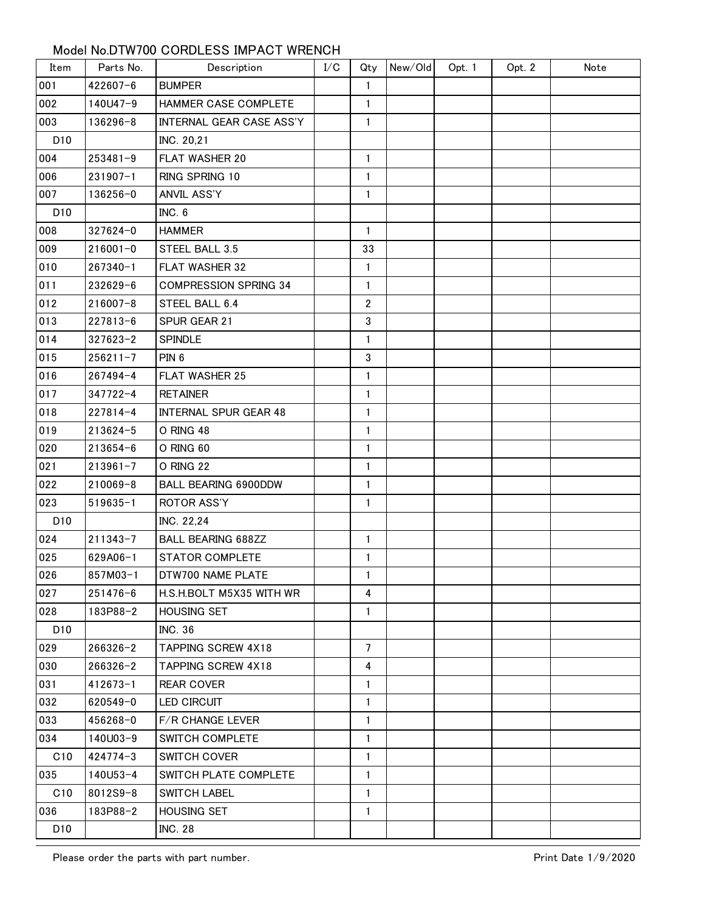## Model No.DTW700 CORDLESS IMPACT WRENCH

| Item | Parts No. | Description | I/C | Qty | New/Old | Opt. 1 | Opt. 2 | Note |
|---|---|---|---|---|---|---|---|---|
| 001 | 422607-6 | BUMPER | | 1 | | | | |
| 002 | 140U47-9 | HAMMER CASE COMPLETE | | 1 | | | | |
| 003 | 136296-8 | INTERNAL GEAR CASE ASS'Y | | 1 | | | | |
| D10 | | INC. 20,21 | | | | | | |
| 004 | 253481-9 | FLAT WASHER 20 | | 1 | | | | |
| 006 | 231907-1 | RING SPRING 10 | | 1 | | | | |
| 007 | 136256-0 | ANVIL ASS'Y | | 1 | | | | |
| D10 | | INC. 6 | | | | | | |
| 008 | 327624-0 | HAMMER | | 1 | | | | |
| 009 | 216001-0 | STEEL BALL 3.5 | | 33 | | | | |
| 010 | 267340-1 | FLAT WASHER 32 | | 1 | | | | |
| 011 | 232629-6 | COMPRESSION SPRING 34 | | 1 | | | | |
| 012 | 216007-8 | STEEL BALL 6.4 | | 2 | | | | |
| 013 | 227813-6 | SPUR GEAR 21 | | 3 | | | | |
| 014 | 327623-2 | SPINDLE | | 1 | | | | |
| 015 | 256211-7 | PIN 6 | | 3 | | | | |
| 016 | 267494-4 | FLAT WASHER 25 | | 1 | | | | |
| 017 | 347722-4 | RETAINER | | 1 | | | | |
| 018 | 227814-4 | INTERNAL SPUR GEAR 48 | | 1 | | | | |
| 019 | 213624-5 | O RING 48 | | 1 | | | | |
| 020 | 213654-6 | O RING 60 | | 1 | | | | |
| 021 | 213961-7 | O RING 22 | | 1 | | | | |
| 022 | 210069-8 | BALL BEARING 6900DDW | | 1 | | | | |
| 023 | 519635-1 | ROTOR ASS'Y | | 1 | | | | |
| D10 | | INC. 22,24 | | | | | | |
| 024 | 211343-7 | BALL BEARING 688ZZ | | 1 | | | | |
| 025 | 629A06-1 | STATOR COMPLETE | | 1 | | | | |
| 026 | 857M03-1 | DTW700 NAME PLATE | | 1 | | | | |
| 027 | 251476-6 | H.S.H.BOLT M5X35 WITH WR | | 4 | | | | |
| 028 | 183P88-2 | HOUSING SET | | 1 | | | | |
| D10 | | INC. 36 | | | | | | |
| 029 | 266326-2 | TAPPING SCREW 4X18 | | 7 | | | | |
| 030 | 266326-2 | TAPPING SCREW 4X18 | | 4 | | | | |
| 031 | 412673-1 | REAR COVER | | 1 | | | | |
| 032 | 620549-0 | LED CIRCUIT | | 1 | | | | |
| 033 | 456268-0 | F/R CHANGE LEVER | | 1 | | | | |
| 034 | 140U03-9 | SWITCH COMPLETE | | 1 | | | | |
| C10 | 424774-3 | SWITCH COVER | | 1 | | | | |
| 035 | 140U53-4 | SWITCH PLATE COMPLETE | | 1 | | | | |
| C10 | 8012S9-8 | SWITCH LABEL | | 1 | | | | |
| 036 | 183P88-2 | HOUSING SET | | 1 | | | | |
| D10 | | INC. 28 | | | | | | |

Please order the parts with part number.

Print Date 1/9/2020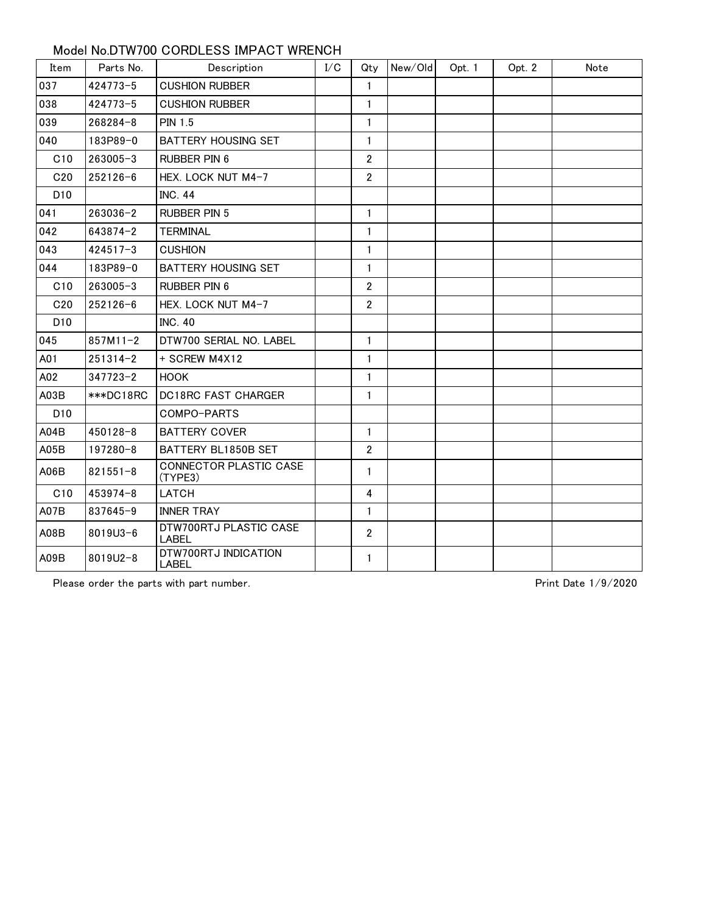Model No.DTW700 CORDLESS IMPACT WRENCH

| Item | Parts No. | Description | I/C | Qty | New/Old | Opt. 1 | Opt. 2 | Note |
|---|---|---|---|---|---|---|---|---|
| 037 | 424773-5 | CUSHION RUBBER | | 1 | | | | |
| 038 | 424773-5 | CUSHION RUBBER | | 1 | | | | |
| 039 | 268284-8 | PIN 1.5 | | 1 | | | | |
| 040 | 183P89-0 | BATTERY HOUSING SET | | 1 | | | | |
| C10 | 263005-3 | RUBBER PIN 6 | | 2 | | | | |
| C20 | 252126-6 | HEX. LOCK NUT M4-7 | | 2 | | | | |
| D10 | | INC. 44 | | | | | | |
| 041 | 263036-2 | RUBBER PIN 5 | | 1 | | | | |
| 042 | 643874-2 | TERMINAL | | 1 | | | | |
| 043 | 424517-3 | CUSHION | | 1 | | | | |
| 044 | 183P89-0 | BATTERY HOUSING SET | | 1 | | | | |
| C10 | 263005-3 | RUBBER PIN 6 | | 2 | | | | |
| C20 | 252126-6 | HEX. LOCK NUT M4-7 | | 2 | | | | |
| D10 | | INC. 40 | | | | | | |
| 045 | 857M11-2 | DTW700 SERIAL NO. LABEL | | 1 | | | | |
| A01 | 251314-2 | + SCREW M4X12 | | 1 | | | | |
| A02 | 347723-2 | HOOK | | 1 | | | | |
| A03B | ***DC18RC | DC18RC FAST CHARGER | | 1 | | | | |
| D10 | | COMPO-PARTS | | | | | | |
| A04B | 450128-8 | BATTERY COVER | | 1 | | | | |
| A05B | 197280-8 | BATTERY BL1850B SET | | 2 | | | | |
| A06B | 821551-8 | CONNECTOR PLASTIC CASE (TYPE3) | | 1 | | | | |
| C10 | 453974-8 | LATCH | | 4 | | | | |
| A07B | 837645-9 | INNER TRAY | | 1 | | | | |
| A08B | 8019U3-6 | DTW700RTJ PLASTIC CASE LABEL | | 2 | | | | |
| A09B | 8019U2-8 | DTW700RTJ INDICATION LABEL | | 1 | | | | |

Please order the parts with part number.

Print Date 1/9/2020